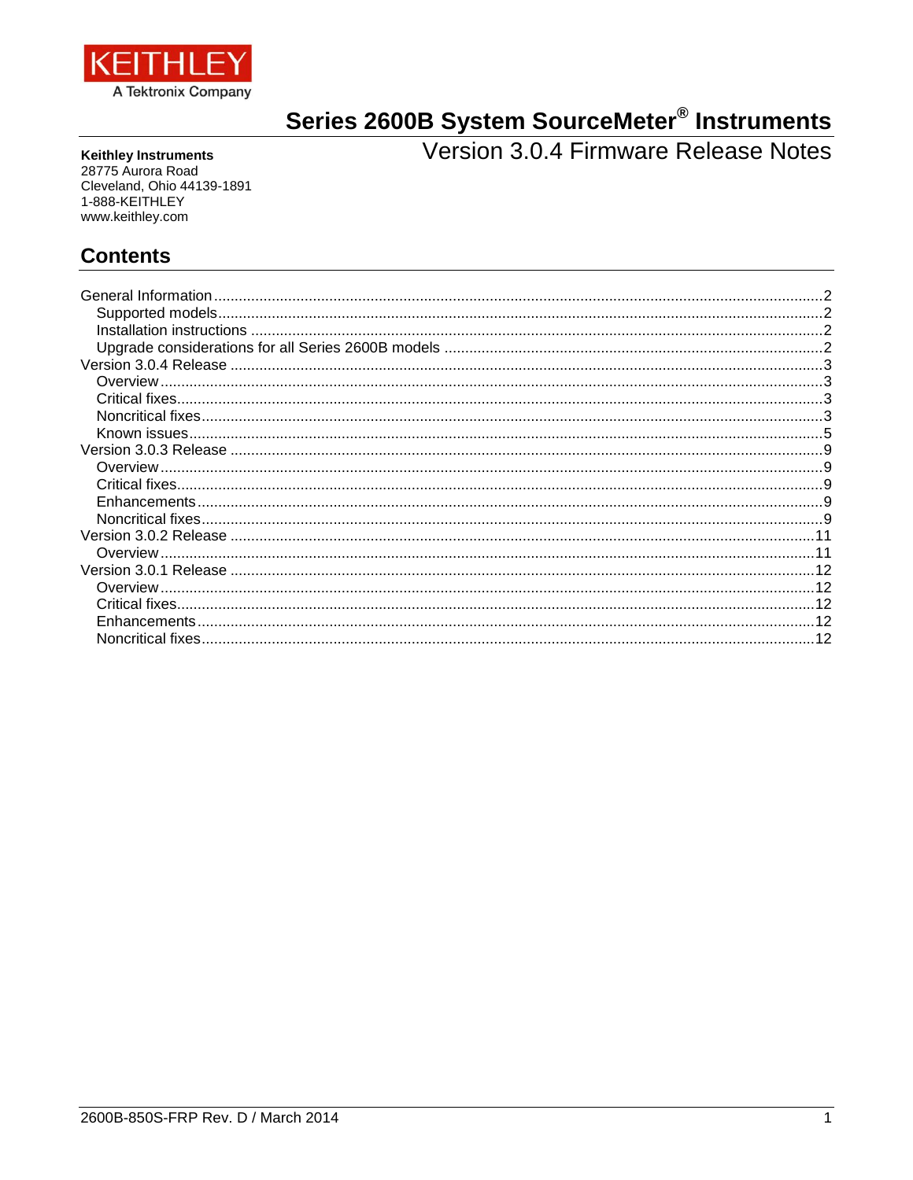KEITHLEY

A Tektronix Company

# Series 2600B System SourceMeter® Instruments

## Version 3.0.4 Firmware Release Notes

**Keithley Instruments**
28775 Aurora Road
Cleveland, Ohio 44139-1891
1-888-KEITHLEY
www.keithley.com

## Contents

General Information ..... 2
- Supported models ..... 2
- Installation instructions ..... 2
- Upgrade considerations for all Series 2600B models ..... 2

Version 3.0.4 Release ..... 3
- Overview ..... 3
- Critical fixes ..... 3
- Noncritical fixes ..... 3
- Known issues ..... 5

Version 3.0.3 Release ..... 9
- Overview ..... 9
- Critical fixes ..... 9
- Enhancements ..... 9
- Noncritical fixes ..... 9

Version 3.0.2 Release ..... 11
- Overview ..... 11

Version 3.0.1 Release ..... 12
- Overview ..... 12
- Critical fixes ..... 12
- Enhancements ..... 12
- Noncritical fixes ..... 12

2600B-850S-FRP Rev. D / March 2014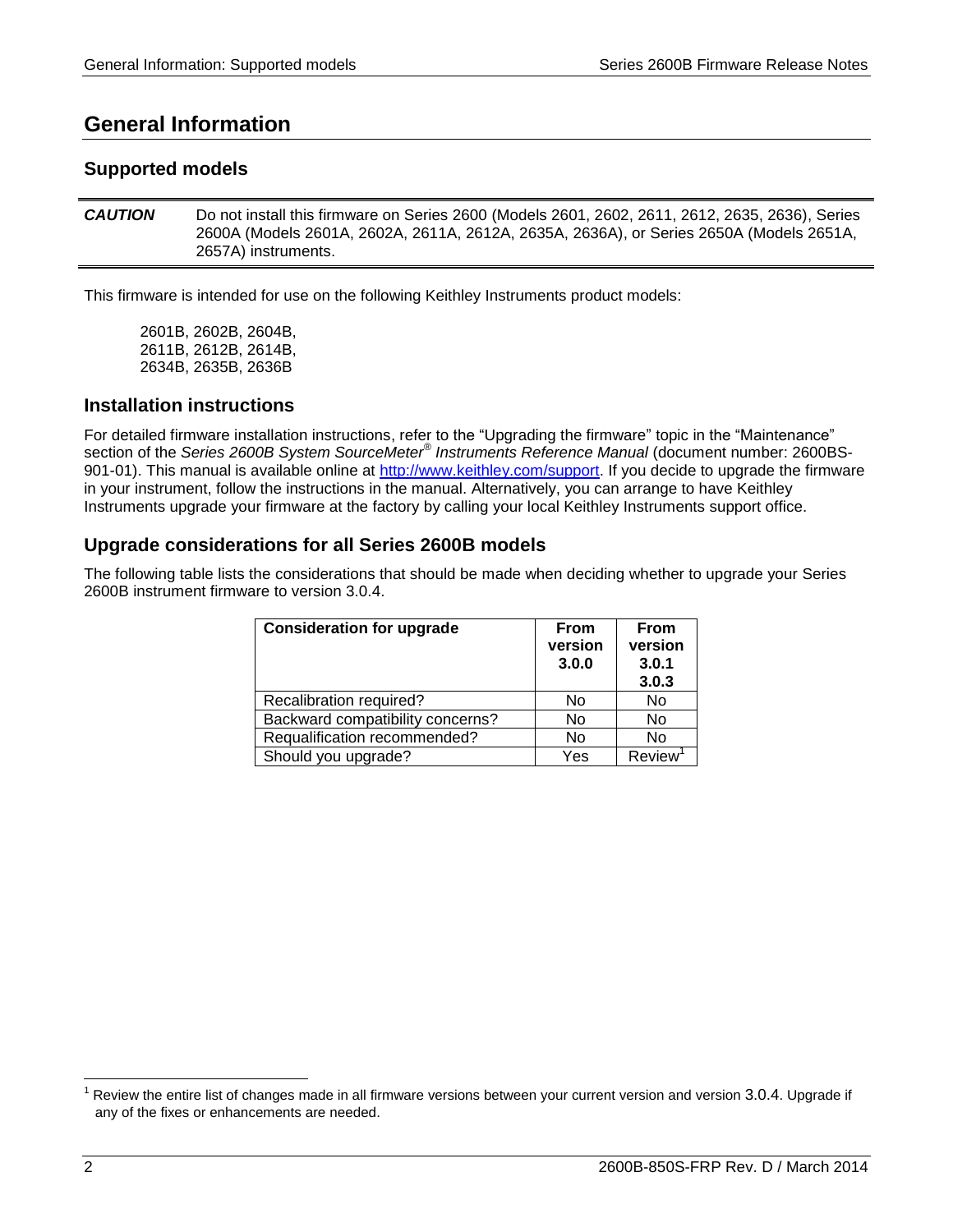# General Information

## Supported models

**_CAUTION_** Do not install this firmware on Series 2600 (Models 2601, 2602, 2611, 2612, 2635, 2636), Series 2600A (Models 2601A, 2602A, 2611A, 2612A, 2635A, 2636A), or Series 2650A (Models 2651A, 2657A) instruments.

This firmware is intended for use on the following Keithley Instruments product models:

2601B, 2602B, 2604B,
2611B, 2612B, 2614B,
2634B, 2635B, 2636B

## Installation instructions

For detailed firmware installation instructions, refer to the "Upgrading the firmware" topic in the "Maintenance" section of the *Series 2600B System SourceMeter® Instruments Reference Manual* (document number: 2600BS-901-01). This manual is available online at http://www.keithley.com/support. If you decide to upgrade the firmware in your instrument, follow the instructions in the manual. Alternatively, you can arrange to have Keithley Instruments upgrade your firmware at the factory by calling your local Keithley Instruments support office.

## Upgrade considerations for all Series 2600B models

The following table lists the considerations that should be made when deciding whether to upgrade your Series 2600B instrument firmware to version 3.0.4.

| Consideration for upgrade | From version 3.0.0 | From version 3.0.1 3.0.3 |
|---|---|---|
| Recalibration required? | No | No |
| Backward compatibility concerns? | No | No |
| Requalification recommended? | No | No |
| Should you upgrade? | Yes | Review[1] |

[1] Review the entire list of changes made in all firmware versions between your current version and version 3.0.4. Upgrade if any of the fixes or enhancements are needed.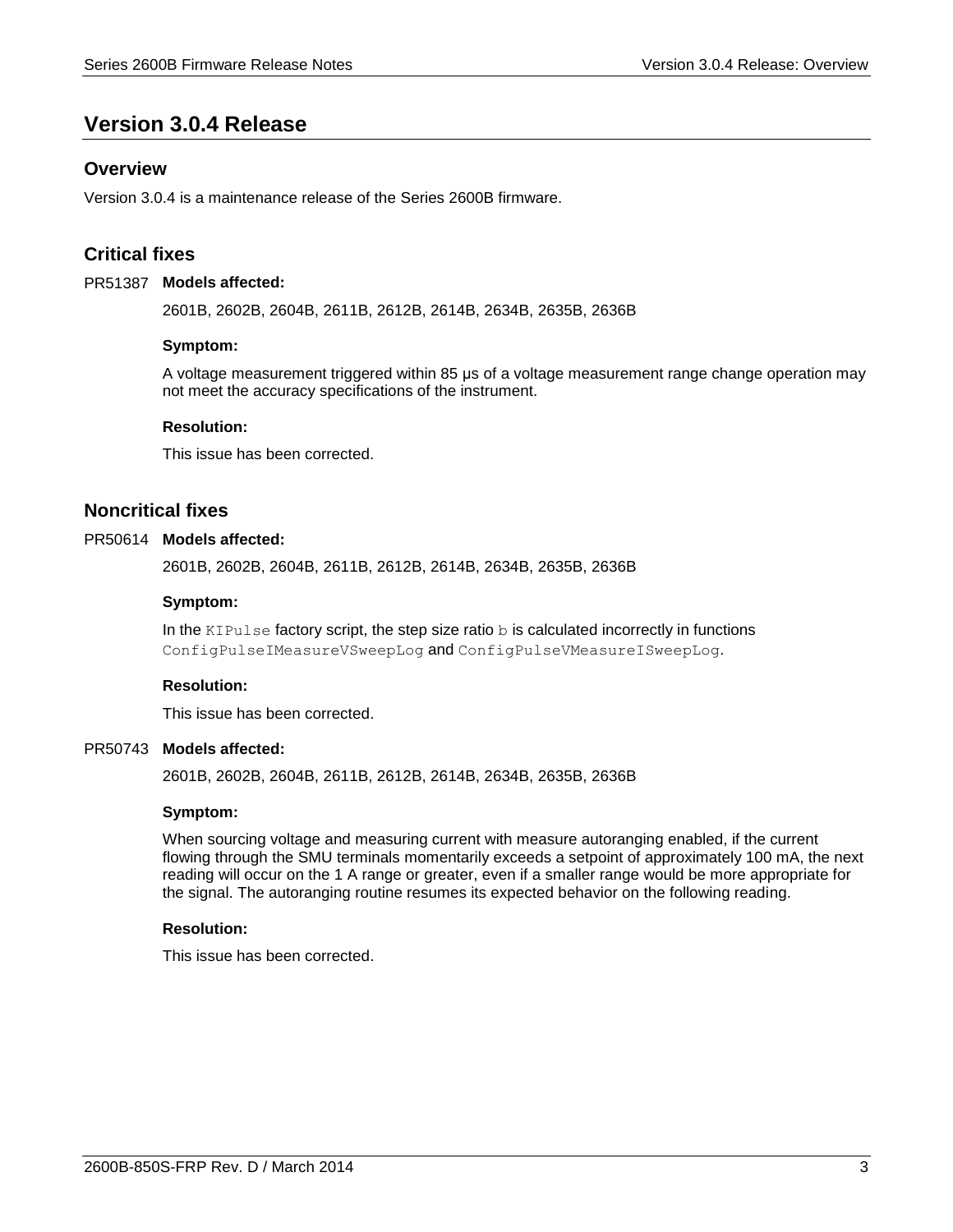# Version 3.0.4 Release

## Overview

Version 3.0.4 is a maintenance release of the Series 2600B firmware.

## Critical fixes

PR51387 **Models affected:**

2601B, 2602B, 2604B, 2611B, 2612B, 2614B, 2634B, 2635B, 2636B

**Symptom:**

A voltage measurement triggered within 85 µs of a voltage measurement range change operation may not meet the accuracy specifications of the instrument.

**Resolution:**

This issue has been corrected.

## Noncritical fixes

PR50614 **Models affected:**

2601B, 2602B, 2604B, 2611B, 2612B, 2614B, 2634B, 2635B, 2636B

**Symptom:**

In the `KIPulse` factory script, the step size ratio `b` is calculated incorrectly in functions `ConfigPulseIMeasureVSweepLog` and `ConfigPulseVMeasureISweepLog`.

**Resolution:**

This issue has been corrected.

PR50743 **Models affected:**

2601B, 2602B, 2604B, 2611B, 2612B, 2614B, 2634B, 2635B, 2636B

**Symptom:**

When sourcing voltage and measuring current with measure autoranging enabled, if the current flowing through the SMU terminals momentarily exceeds a setpoint of approximately 100 mA, the next reading will occur on the 1 A range or greater, even if a smaller range would be more appropriate for the signal. The autoranging routine resumes its expected behavior on the following reading.

**Resolution:**

This issue has been corrected.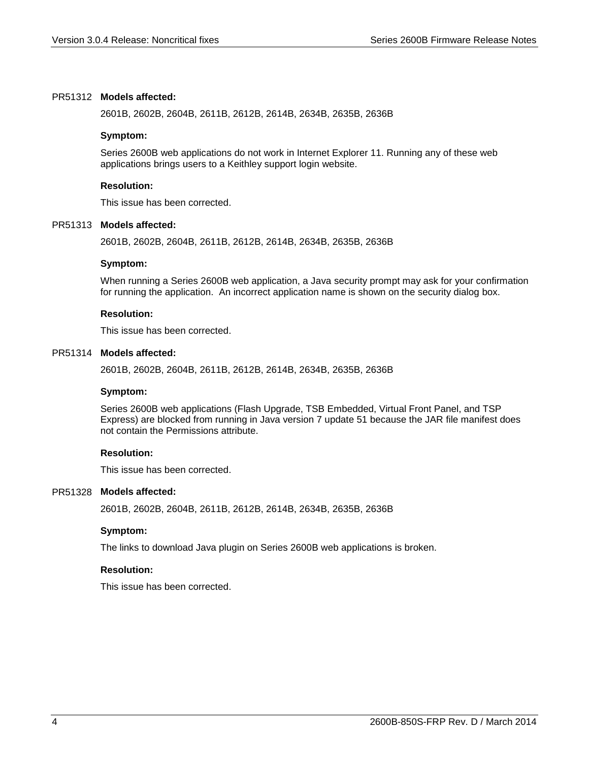PR51312 **Models affected:**

2601B, 2602B, 2604B, 2611B, 2612B, 2614B, 2634B, 2635B, 2636B

**Symptom:**

Series 2600B web applications do not work in Internet Explorer 11. Running any of these web applications brings users to a Keithley support login website.

**Resolution:**

This issue has been corrected.

PR51313 **Models affected:**

2601B, 2602B, 2604B, 2611B, 2612B, 2614B, 2634B, 2635B, 2636B

**Symptom:**

When running a Series 2600B web application, a Java security prompt may ask for your confirmation for running the application. An incorrect application name is shown on the security dialog box.

**Resolution:**

This issue has been corrected.

PR51314 **Models affected:**

2601B, 2602B, 2604B, 2611B, 2612B, 2614B, 2634B, 2635B, 2636B

**Symptom:**

Series 2600B web applications (Flash Upgrade, TSB Embedded, Virtual Front Panel, and TSP Express) are blocked from running in Java version 7 update 51 because the JAR file manifest does not contain the Permissions attribute.

**Resolution:**

This issue has been corrected.

PR51328 **Models affected:**

2601B, 2602B, 2604B, 2611B, 2612B, 2614B, 2634B, 2635B, 2636B

**Symptom:**

The links to download Java plugin on Series 2600B web applications is broken.

**Resolution:**

This issue has been corrected.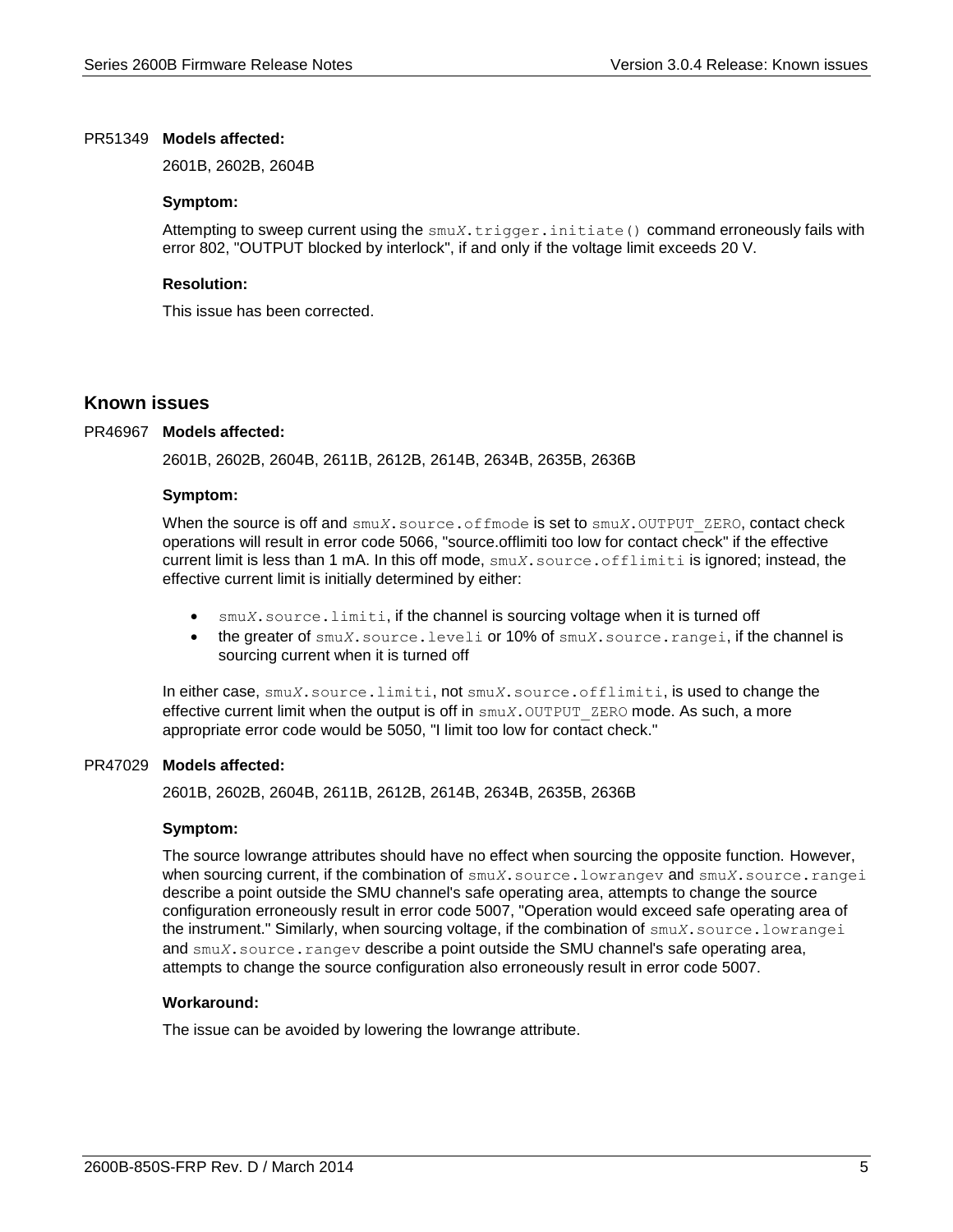PR51349 **Models affected:**

2601B, 2602B, 2604B

**Symptom:**

Attempting to sweep current using the `smuX.trigger.initiate()` command erroneously fails with error 802, "OUTPUT blocked by interlock", if and only if the voltage limit exceeds 20 V.

**Resolution:**

This issue has been corrected.

## Known issues

PR46967 **Models affected:**

2601B, 2602B, 2604B, 2611B, 2612B, 2614B, 2634B, 2635B, 2636B

**Symptom:**

When the source is off and `smuX.source.offmode` is set to `smuX.OUTPUT_ZERO`, contact check operations will result in error code 5066, "source.offlimiti too low for contact check" if the effective current limit is less than 1 mA. In this off mode, `smuX.source.offlimiti` is ignored; instead, the effective current limit is initially determined by either:

- `smuX.source.limiti`, if the channel is sourcing voltage when it is turned off
- the greater of `smuX.source.leveli` or 10% of `smuX.source.rangei`, if the channel is sourcing current when it is turned off

In either case, `smuX.source.limiti`, not `smuX.source.offlimiti`, is used to change the effective current limit when the output is off in `smuX.OUTPUT_ZERO` mode. As such, a more appropriate error code would be 5050, "I limit too low for contact check."

PR47029 **Models affected:**

2601B, 2602B, 2604B, 2611B, 2612B, 2614B, 2634B, 2635B, 2636B

**Symptom:**

The source lowrange attributes should have no effect when sourcing the opposite function. However, when sourcing current, if the combination of `smuX.source.lowrangev` and `smuX.source.rangei` describe a point outside the SMU channel's safe operating area, attempts to change the source configuration erroneously result in error code 5007, "Operation would exceed safe operating area of the instrument." Similarly, when sourcing voltage, if the combination of `smuX.source.lowrangei` and `smuX.source.rangev` describe a point outside the SMU channel's safe operating area, attempts to change the source configuration also erroneously result in error code 5007.

**Workaround:**

The issue can be avoided by lowering the lowrange attribute.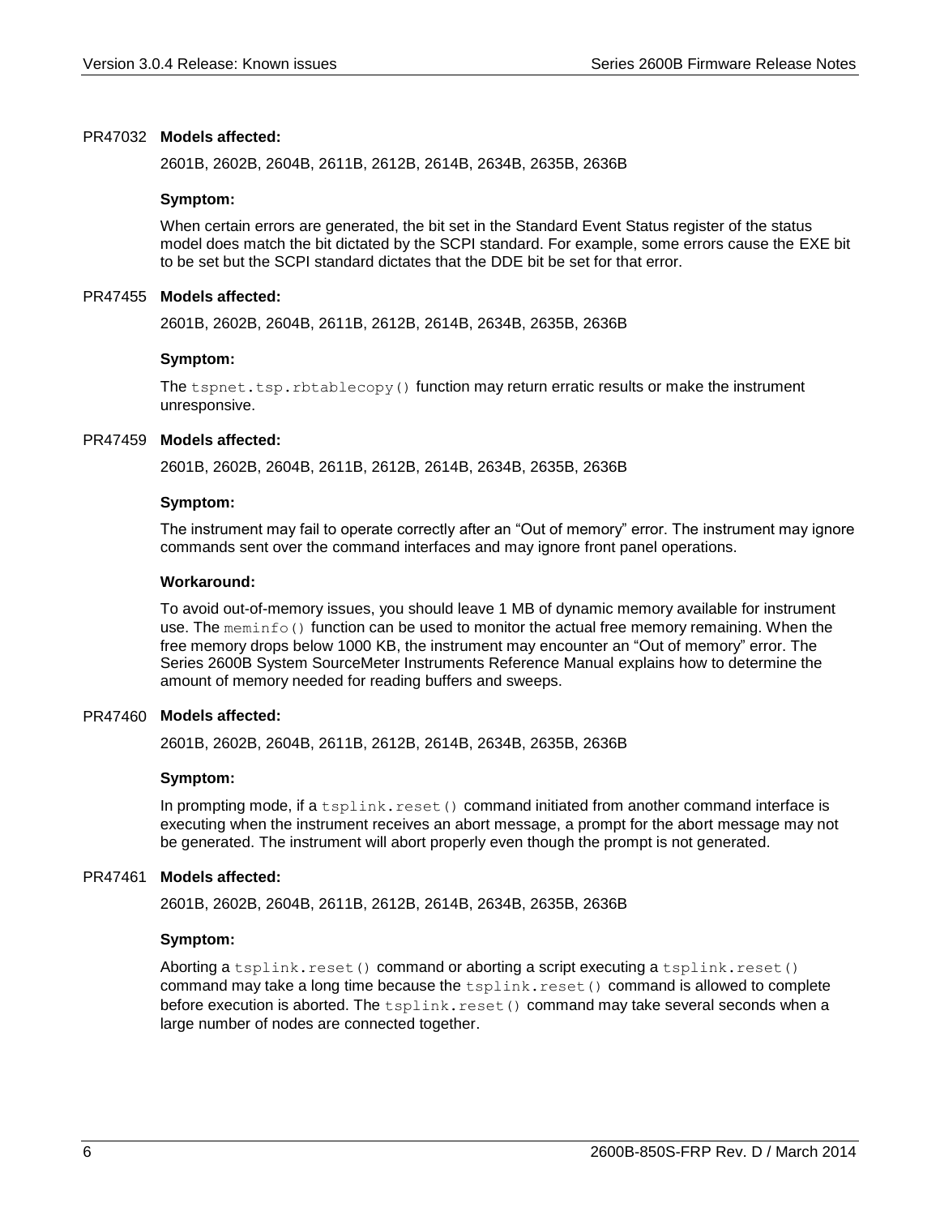PR47032 **Models affected:**

2601B, 2602B, 2604B, 2611B, 2612B, 2614B, 2634B, 2635B, 2636B

**Symptom:**

When certain errors are generated, the bit set in the Standard Event Status register of the status model does match the bit dictated by the SCPI standard. For example, some errors cause the EXE bit to be set but the SCPI standard dictates that the DDE bit be set for that error.

PR47455 **Models affected:**

2601B, 2602B, 2604B, 2611B, 2612B, 2614B, 2634B, 2635B, 2636B

**Symptom:**

The `tspnet.tsp.rbtablecopy()` function may return erratic results or make the instrument unresponsive.

PR47459 **Models affected:**

2601B, 2602B, 2604B, 2611B, 2612B, 2614B, 2634B, 2635B, 2636B

**Symptom:**

The instrument may fail to operate correctly after an “Out of memory” error. The instrument may ignore commands sent over the command interfaces and may ignore front panel operations.

**Workaround:**

To avoid out-of-memory issues, you should leave 1 MB of dynamic memory available for instrument use. The `meminfo()` function can be used to monitor the actual free memory remaining. When the free memory drops below 1000 KB, the instrument may encounter an “Out of memory” error. The Series 2600B System SourceMeter Instruments Reference Manual explains how to determine the amount of memory needed for reading buffers and sweeps.

PR47460 **Models affected:**

2601B, 2602B, 2604B, 2611B, 2612B, 2614B, 2634B, 2635B, 2636B

**Symptom:**

In prompting mode, if a `tsplink.reset()` command initiated from another command interface is executing when the instrument receives an abort message, a prompt for the abort message may not be generated. The instrument will abort properly even though the prompt is not generated.

PR47461 **Models affected:**

2601B, 2602B, 2604B, 2611B, 2612B, 2614B, 2634B, 2635B, 2636B

**Symptom:**

Aborting a `tsplink.reset()` command or aborting a script executing a `tsplink.reset()` command may take a long time because the `tsplink.reset()` command is allowed to complete before execution is aborted. The `tsplink.reset()` command may take several seconds when a large number of nodes are connected together.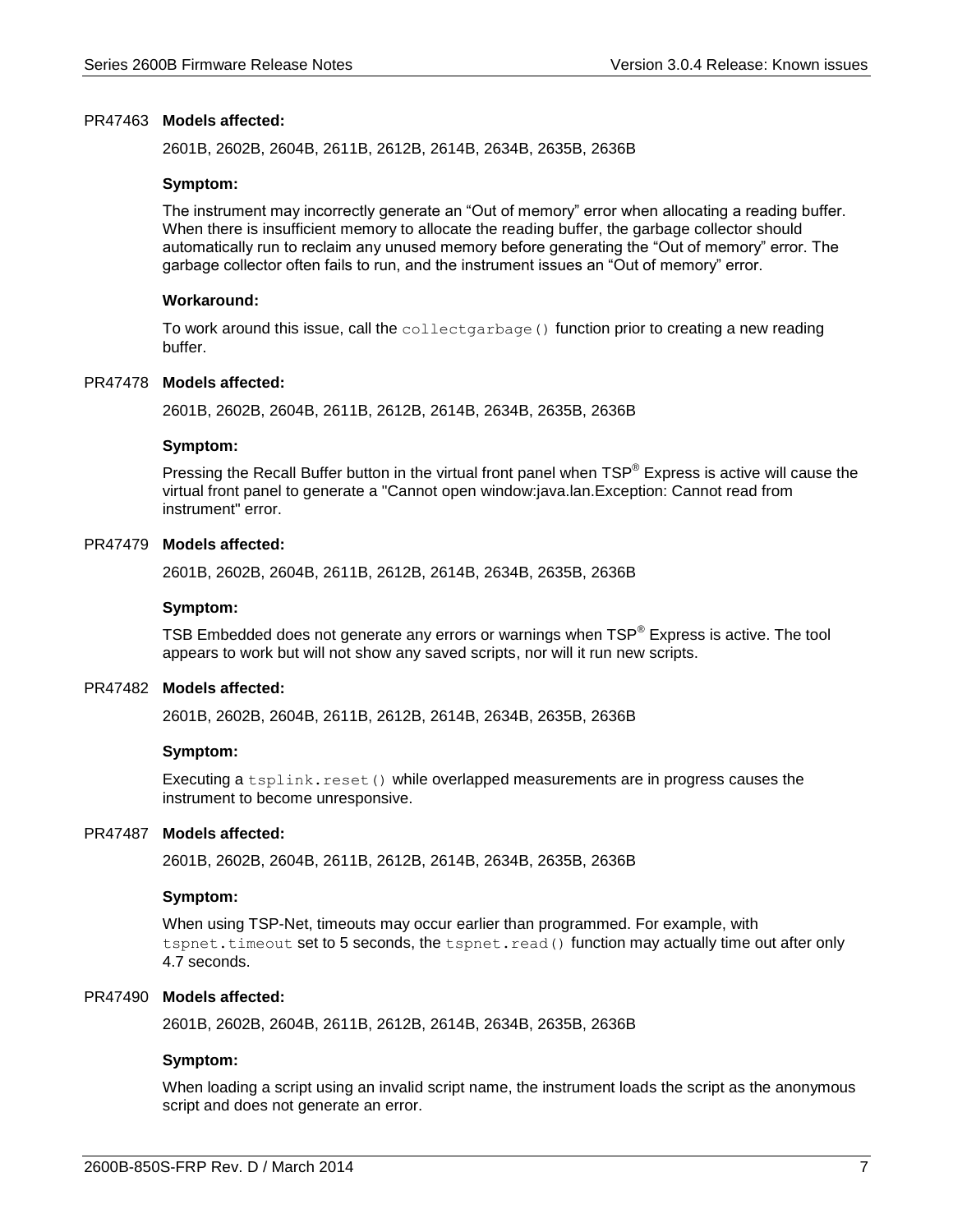PR47463 **Models affected:**

2601B, 2602B, 2604B, 2611B, 2612B, 2614B, 2634B, 2635B, 2636B

**Symptom:**

The instrument may incorrectly generate an “Out of memory” error when allocating a reading buffer. When there is insufficient memory to allocate the reading buffer, the garbage collector should automatically run to reclaim any unused memory before generating the “Out of memory” error. The garbage collector often fails to run, and the instrument issues an “Out of memory” error.

**Workaround:**

To work around this issue, call the `collectgarbage()` function prior to creating a new reading buffer.

PR47478 **Models affected:**

2601B, 2602B, 2604B, 2611B, 2612B, 2614B, 2634B, 2635B, 2636B

**Symptom:**

Pressing the Recall Buffer button in the virtual front panel when TSP® Express is active will cause the virtual front panel to generate a "Cannot open window:java.lan.Exception: Cannot read from instrument" error.

PR47479 **Models affected:**

2601B, 2602B, 2604B, 2611B, 2612B, 2614B, 2634B, 2635B, 2636B

**Symptom:**

TSB Embedded does not generate any errors or warnings when TSP® Express is active. The tool appears to work but will not show any saved scripts, nor will it run new scripts.

PR47482 **Models affected:**

2601B, 2602B, 2604B, 2611B, 2612B, 2614B, 2634B, 2635B, 2636B

**Symptom:**

Executing a `tsplink.reset()` while overlapped measurements are in progress causes the instrument to become unresponsive.

PR47487 **Models affected:**

2601B, 2602B, 2604B, 2611B, 2612B, 2614B, 2634B, 2635B, 2636B

**Symptom:**

When using TSP-Net, timeouts may occur earlier than programmed. For example, with `tspnet.timeout` set to 5 seconds, the `tspnet.read()` function may actually time out after only 4.7 seconds.

PR47490 **Models affected:**

2601B, 2602B, 2604B, 2611B, 2612B, 2614B, 2634B, 2635B, 2636B

**Symptom:**

When loading a script using an invalid script name, the instrument loads the script as the anonymous script and does not generate an error.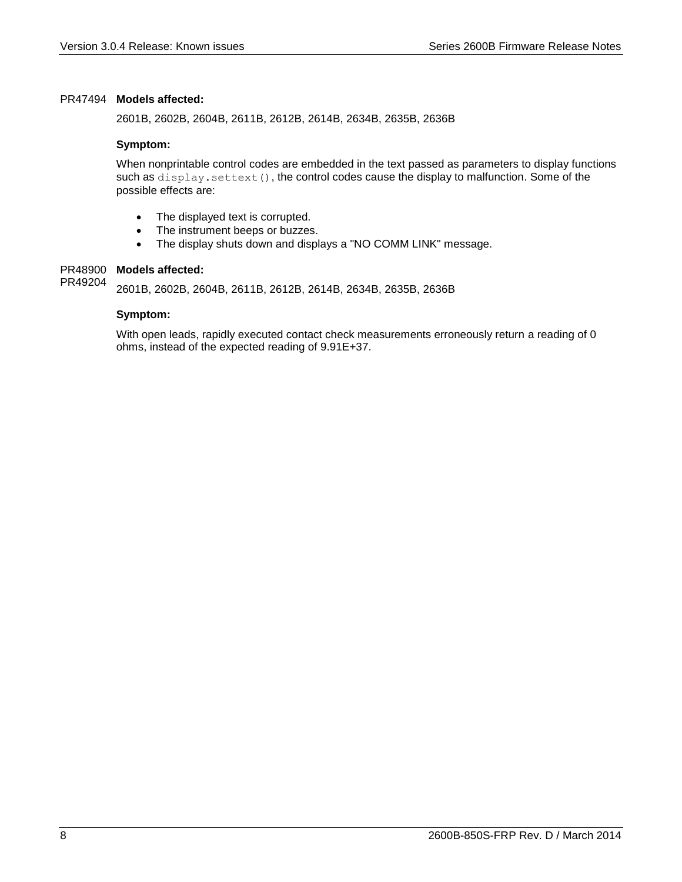PR47494 **Models affected:**

2601B, 2602B, 2604B, 2611B, 2612B, 2614B, 2634B, 2635B, 2636B

**Symptom:**

When nonprintable control codes are embedded in the text passed as parameters to display functions such as `display.settext()`, the control codes cause the display to malfunction. Some of the possible effects are:

- The displayed text is corrupted.
- The instrument beeps or buzzes.
- The display shuts down and displays a "NO COMM LINK" message.

PR48900
PR49204 **Models affected:**

2601B, 2602B, 2604B, 2611B, 2612B, 2614B, 2634B, 2635B, 2636B

**Symptom:**

With open leads, rapidly executed contact check measurements erroneously return a reading of 0 ohms, instead of the expected reading of 9.91E+37.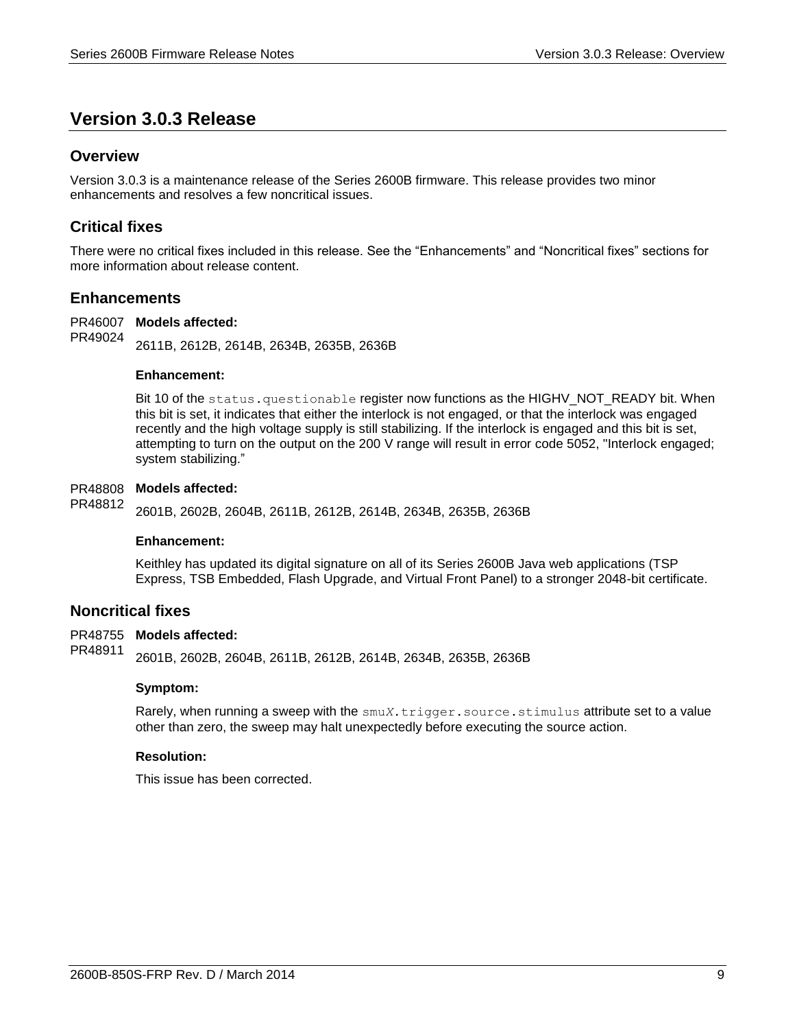# Version 3.0.3 Release

## Overview

Version 3.0.3 is a maintenance release of the Series 2600B firmware. This release provides two minor enhancements and resolves a few noncritical issues.

## Critical fixes

There were no critical fixes included in this release. See the “Enhancements” and “Noncritical fixes” sections for more information about release content.

## Enhancements

PR46007
PR49024

**Models affected:**

2611B, 2612B, 2614B, 2634B, 2635B, 2636B

**Enhancement:**

Bit 10 of the `status.questionable` register now functions as the HIGHV_NOT_READY bit. When this bit is set, it indicates that either the interlock is not engaged, or that the interlock was engaged recently and the high voltage supply is still stabilizing. If the interlock is engaged and this bit is set, attempting to turn on the output on the 200 V range will result in error code 5052, "Interlock engaged; system stabilizing.”

PR48808
PR48812

**Models affected:**

2601B, 2602B, 2604B, 2611B, 2612B, 2614B, 2634B, 2635B, 2636B

**Enhancement:**

Keithley has updated its digital signature on all of its Series 2600B Java web applications (TSP Express, TSB Embedded, Flash Upgrade, and Virtual Front Panel) to a stronger 2048-bit certificate.

## Noncritical fixes

PR48755
PR48911

**Models affected:**

2601B, 2602B, 2604B, 2611B, 2612B, 2614B, 2634B, 2635B, 2636B

**Symptom:**

Rarely, when running a sweep with the `smuX.trigger.source.stimulus` attribute set to a value other than zero, the sweep may halt unexpectedly before executing the source action.

**Resolution:**

This issue has been corrected.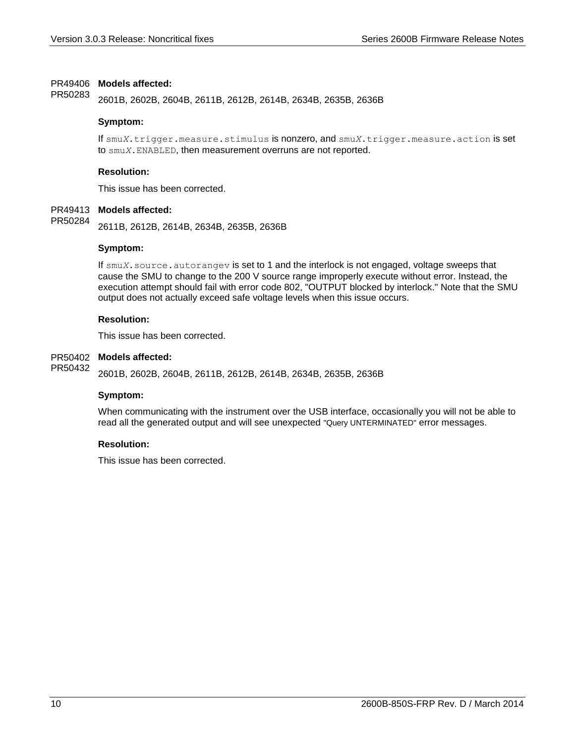PR49406
PR50283

**Models affected:**

2601B, 2602B, 2604B, 2611B, 2612B, 2614B, 2634B, 2635B, 2636B

**Symptom:**

If `smuX.trigger.measure.stimulus` is nonzero, and `smuX.trigger.measure.action` is set to `smuX.ENABLED`, then measurement overruns are not reported.

**Resolution:**

This issue has been corrected.

PR49413
PR50284

**Models affected:**

2611B, 2612B, 2614B, 2634B, 2635B, 2636B

**Symptom:**

If `smuX.source.autorangev` is set to 1 and the interlock is not engaged, voltage sweeps that cause the SMU to change to the 200 V source range improperly execute without error. Instead, the execution attempt should fail with error code 802, "OUTPUT blocked by interlock." Note that the SMU output does not actually exceed safe voltage levels when this issue occurs.

**Resolution:**

This issue has been corrected.

PR50402
PR50432

**Models affected:**

2601B, 2602B, 2604B, 2611B, 2612B, 2614B, 2634B, 2635B, 2636B

**Symptom:**

When communicating with the instrument over the USB interface, occasionally you will not be able to read all the generated output and will see unexpected "Query UNTERMINATED" error messages.

**Resolution:**

This issue has been corrected.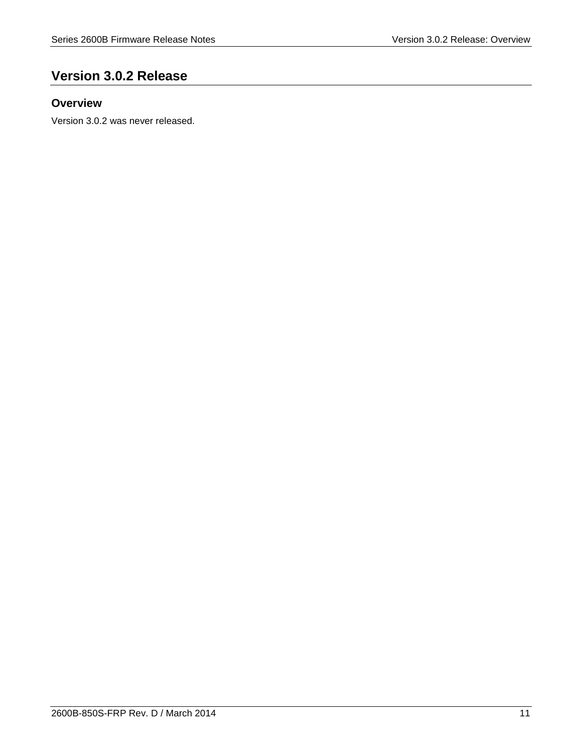# Version 3.0.2 Release

## Overview

Version 3.0.2 was never released.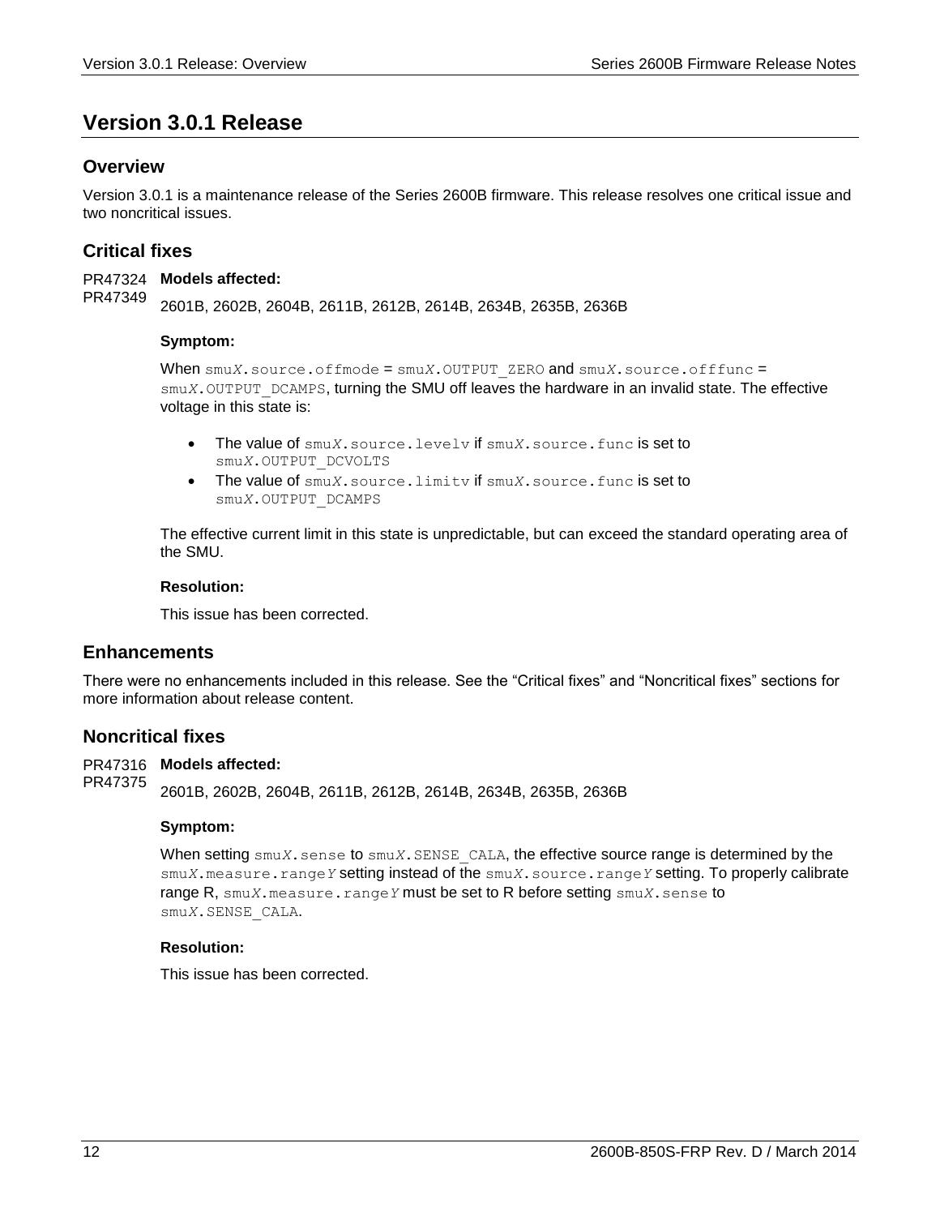# Version 3.0.1 Release

## Overview

Version 3.0.1 is a maintenance release of the Series 2600B firmware. This release resolves one critical issue and two noncritical issues.

## Critical fixes

PR47324
PR47349

**Models affected:**

2601B, 2602B, 2604B, 2611B, 2612B, 2614B, 2634B, 2635B, 2636B

**Symptom:**

When `smuX.source.offmode` = `smuX.OUTPUT_ZERO` and `smuX.source.offfunc` = `smuX.OUTPUT_DCAMPS`, turning the SMU off leaves the hardware in an invalid state. The effective voltage in this state is:

- The value of `smuX.source.levelv` if `smuX.source.func` is set to `smuX.OUTPUT_DCVOLTS`
- The value of `smuX.source.limitv` if `smuX.source.func` is set to `smuX.OUTPUT_DCAMPS`

The effective current limit in this state is unpredictable, but can exceed the standard operating area of the SMU.

**Resolution:**

This issue has been corrected.

## Enhancements

There were no enhancements included in this release. See the "Critical fixes" and "Noncritical fixes" sections for more information about release content.

## Noncritical fixes

PR47316
PR47375

**Models affected:**

2601B, 2602B, 2604B, 2611B, 2612B, 2614B, 2634B, 2635B, 2636B

**Symptom:**

When setting `smuX.sense` to `smuX.SENSE_CALA`, the effective source range is determined by the `smuX.measure.rangeY` setting instead of the `smuX.source.rangeY` setting. To properly calibrate range R, `smuX.measure.rangeY` must be set to R before setting `smuX.sense` to `smuX.SENSE_CALA`.

**Resolution:**

This issue has been corrected.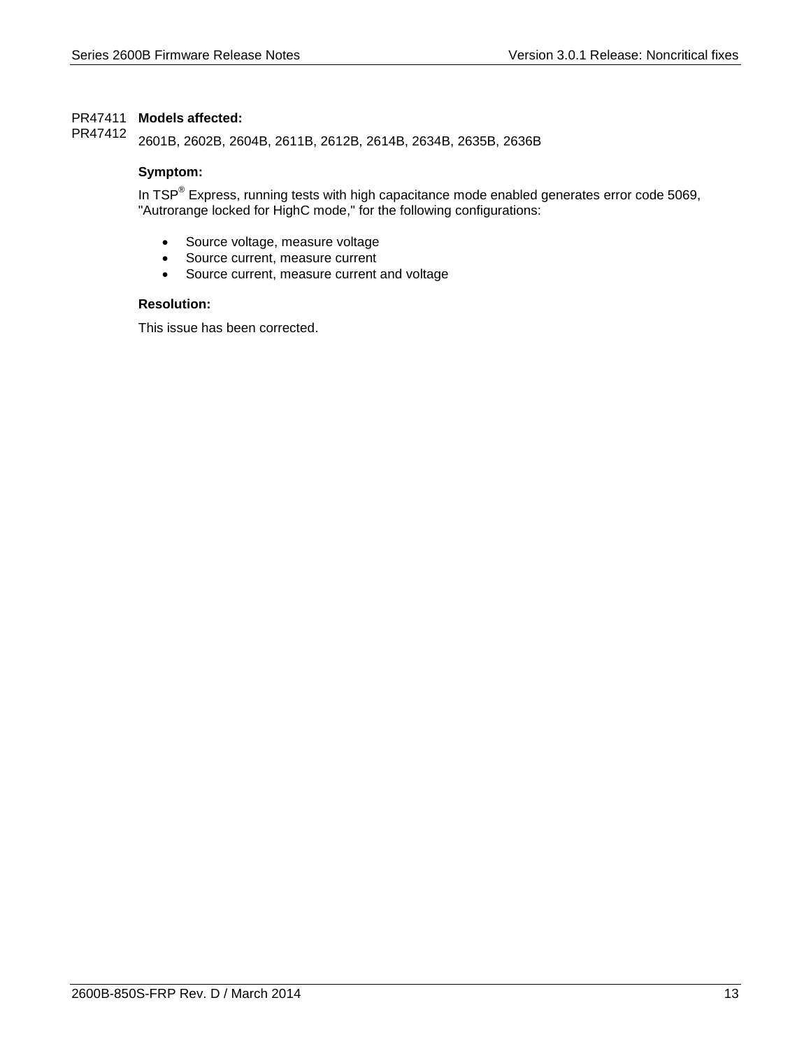PR47411
PR47412

**Models affected:**

2601B, 2602B, 2604B, 2611B, 2612B, 2614B, 2634B, 2635B, 2636B

**Symptom:**

In TSP® Express, running tests with high capacitance mode enabled generates error code 5069, "Autrorange locked for HighC mode," for the following configurations:

- Source voltage, measure voltage
- Source current, measure current
- Source current, measure current and voltage

**Resolution:**

This issue has been corrected.